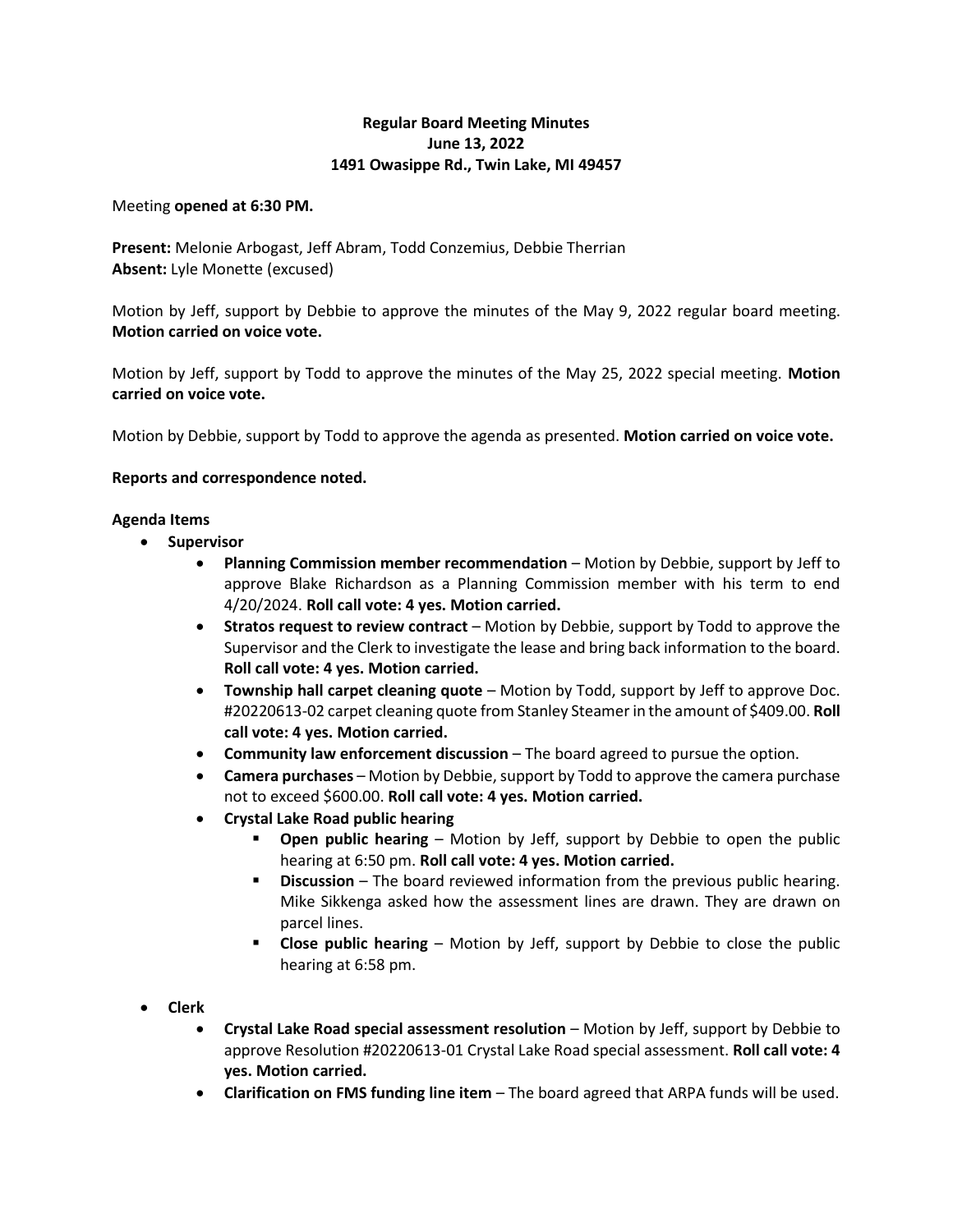# Regular Board Meeting Minutes
## June 13, 2022
## 1491 Owasippe Rd., Twin Lake, MI 49457

Meeting **opened at 6:30 PM.**

**Present:** Melonie Arbogast, Jeff Abram, Todd Conzemius, Debbie Therrian
**Absent:** Lyle Monette (excused)

Motion by Jeff, support by Debbie to approve the minutes of the May 9, 2022 regular board meeting. **Motion carried on voice vote.**

Motion by Jeff, support by Todd to approve the minutes of the May 25, 2022 special meeting. **Motion carried on voice vote.**

Motion by Debbie, support by Todd to approve the agenda as presented. **Motion carried on voice vote.**

**Reports and correspondence noted.**

**Agenda Items**

- **Supervisor**
    - **Planning Commission member recommendation** – Motion by Debbie, support by Jeff to approve Blake Richardson as a Planning Commission member with his term to end 4/20/2024. **Roll call vote: 4 yes. Motion carried.**
    - **Stratos request to review contract** – Motion by Debbie, support by Todd to approve the Supervisor and the Clerk to investigate the lease and bring back information to the board. **Roll call vote: 4 yes. Motion carried.**
    - **Township hall carpet cleaning quote** – Motion by Todd, support by Jeff to approve Doc. #20220613-02 carpet cleaning quote from Stanley Steamer in the amount of $409.00. **Roll call vote: 4 yes. Motion carried.**
    - **Community law enforcement discussion** – The board agreed to pursue the option.
    - **Camera purchases** – Motion by Debbie, support by Todd to approve the camera purchase not to exceed $600.00. **Roll call vote: 4 yes. Motion carried.**
    - **Crystal Lake Road public hearing**
        - **Open public hearing** – Motion by Jeff, support by Debbie to open the public hearing at 6:50 pm. **Roll call vote: 4 yes. Motion carried.**
        - **Discussion** – The board reviewed information from the previous public hearing. Mike Sikkenga asked how the assessment lines are drawn. They are drawn on parcel lines.
        - **Close public hearing** – Motion by Jeff, support by Debbie to close the public hearing at 6:58 pm.

- **Clerk**
    - **Crystal Lake Road special assessment resolution** – Motion by Jeff, support by Debbie to approve Resolution #20220613-01 Crystal Lake Road special assessment. **Roll call vote: 4 yes. Motion carried.**
    - **Clarification on FMS funding line item** – The board agreed that ARPA funds will be used.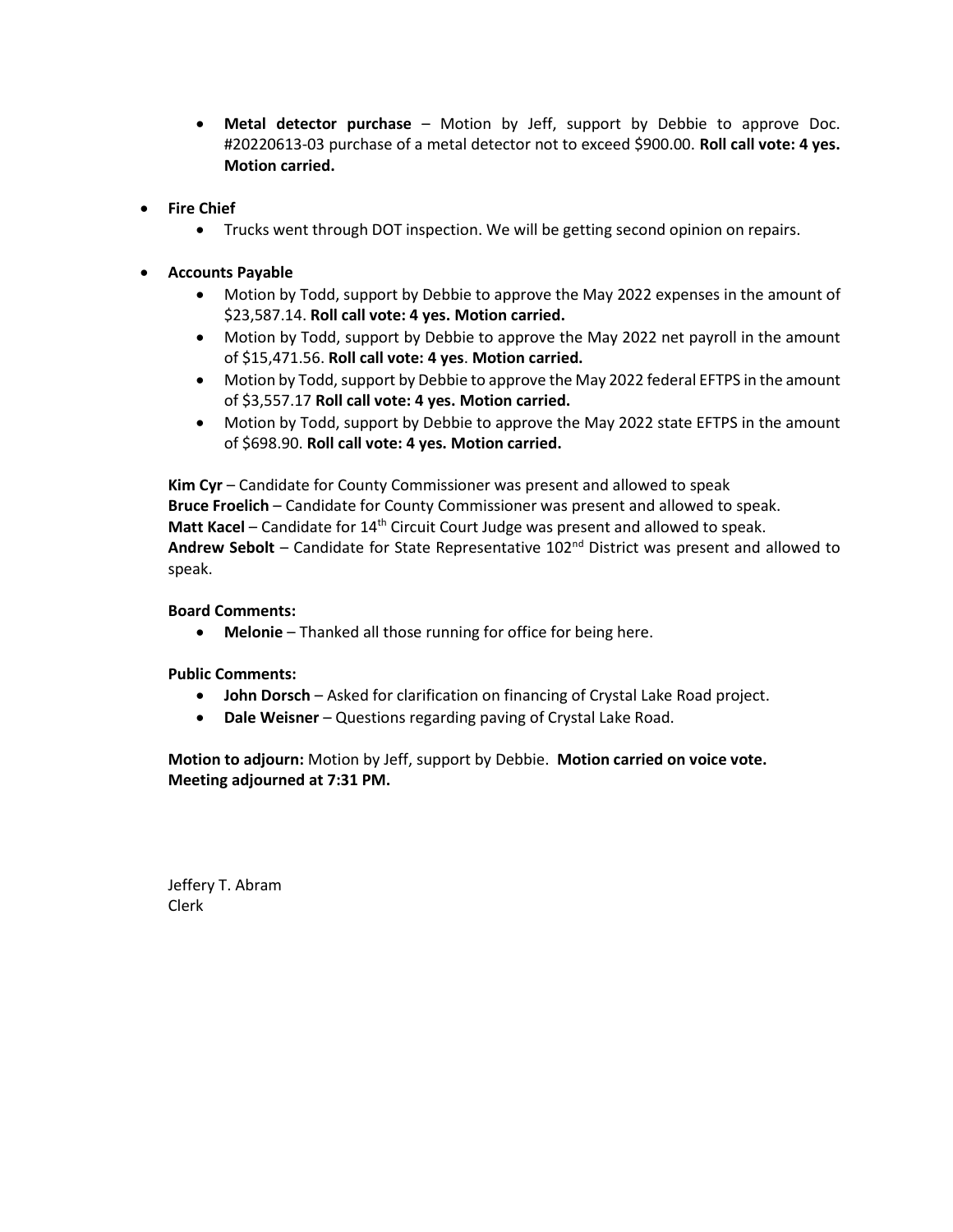- **Metal detector purchase** – Motion by Jeff, support by Debbie to approve Doc. #20220613-03 purchase of a metal detector not to exceed $900.00. **Roll call vote: 4 yes. Motion carried.**

- **Fire Chief**
  - Trucks went through DOT inspection. We will be getting second opinion on repairs.

- **Accounts Payable**
  - Motion by Todd, support by Debbie to approve the May 2022 expenses in the amount of $23,587.14. **Roll call vote: 4 yes. Motion carried.**
  - Motion by Todd, support by Debbie to approve the May 2022 net payroll in the amount of $15,471.56. **Roll call vote: 4 yes**. **Motion carried.**
  - Motion by Todd, support by Debbie to approve the May 2022 federal EFTPS in the amount of $3,557.17 **Roll call vote: 4 yes. Motion carried.**
  - Motion by Todd, support by Debbie to approve the May 2022 state EFTPS in the amount of $698.90. **Roll call vote: 4 yes. Motion carried.**

**Kim Cyr** – Candidate for County Commissioner was present and allowed to speak
**Bruce Froelich** – Candidate for County Commissioner was present and allowed to speak.
**Matt Kacel** – Candidate for 14th Circuit Court Judge was present and allowed to speak.
**Andrew Sebolt** – Candidate for State Representative 102nd District was present and allowed to speak.

**Board Comments:**

- **Melonie** – Thanked all those running for office for being here.

**Public Comments:**

- **John Dorsch** – Asked for clarification on financing of Crystal Lake Road project.
- **Dale Weisner** – Questions regarding paving of Crystal Lake Road.

**Motion to adjourn:** Motion by Jeff, support by Debbie. **Motion carried on voice vote.**
**Meeting adjourned at 7:31 PM.**

Jeffery T. Abram
Clerk